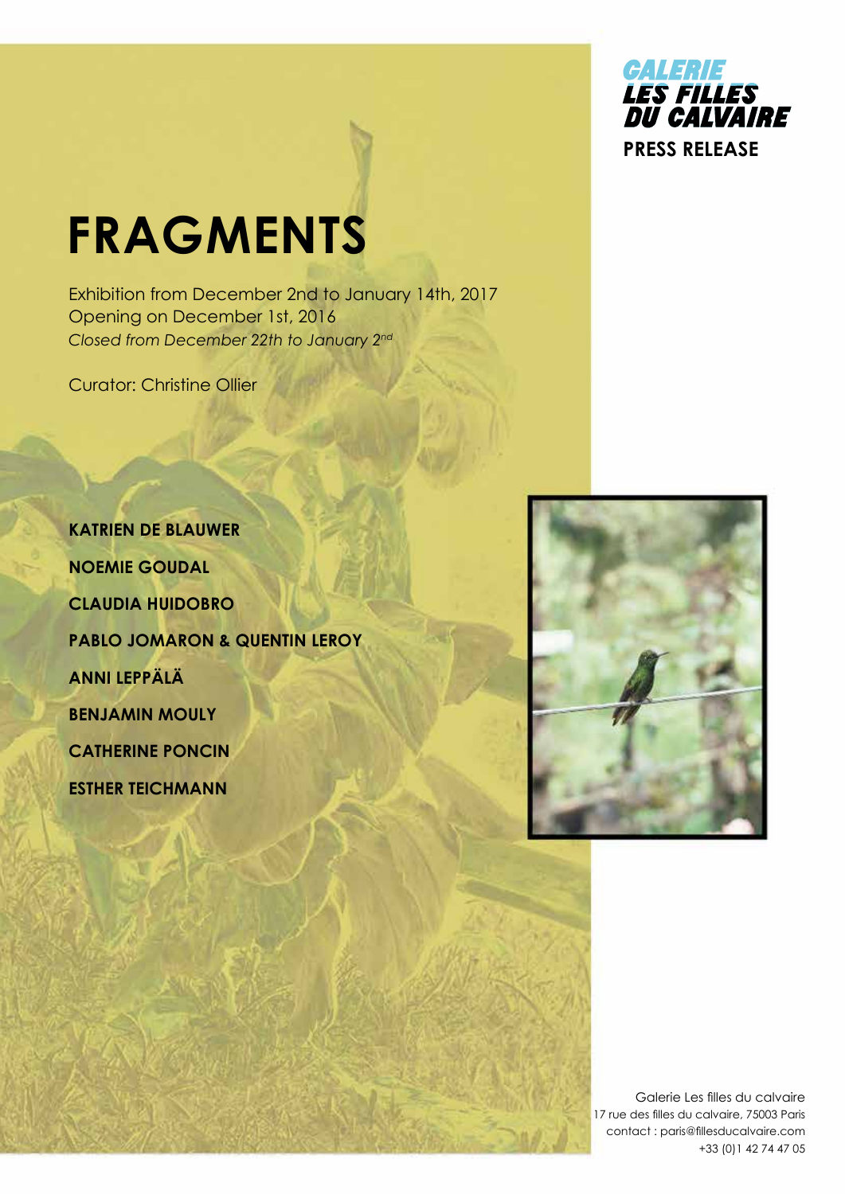GALERIE LES FILLES DU CALVAIRE

**PRESS RELEASE**

# FRAGMENTS

Exhibition from December 2nd to January 14th, 2017
Opening on December 1st, 2016
*Closed from December 22th to January 2nd*

Curator: Christine Ollier

**KATRIEN DE BLAUWER**

**NOEMIE GOUDAL**

**CLAUDIA HUIDOBRO**

**PABLO JOMARON & QUENTIN LEROY**

**ANNI LEPPÄLÄ**

**BENJAMIN MOULY**

**CATHERINE PONCIN**

**ESTHER TEICHMANN**

Galerie Les filles du calvaire
17 rue des filles du calvaire, 75003 Paris
contact : paris@fillesducalvaire.com
+33 (0)1 42 74 47 05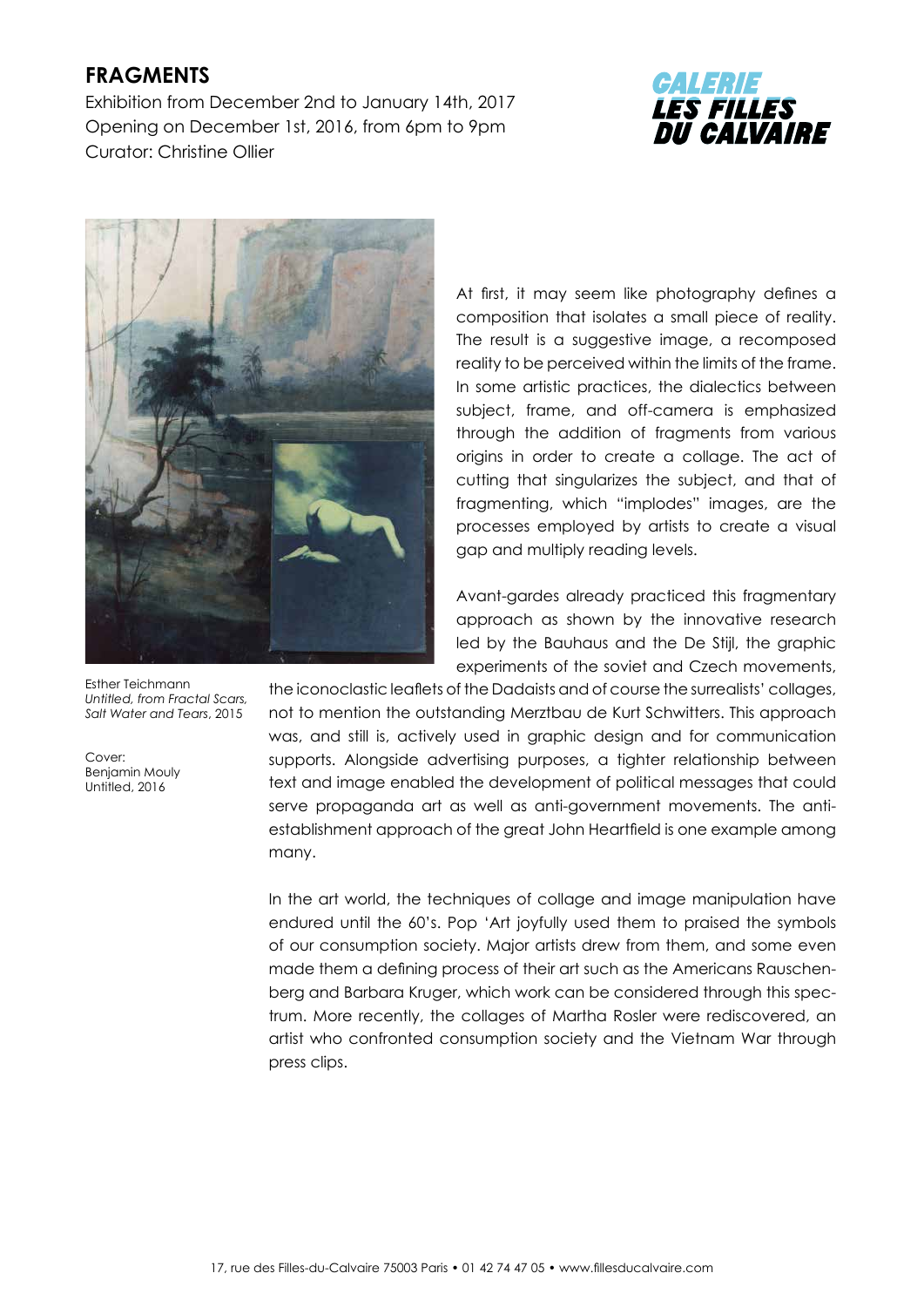## FRAGMENTS

Exhibition from December 2nd to January 14th, 2017
Opening on December 1st, 2016, from 6pm to 9pm
Curator: Christine Ollier

**GALERIE LES FILLES DU CALVAIRE**

Esther Teichmann
*Untitled, from Fractal Scars, Salt Water and Tears*, 2015

Cover:
Benjamin Mouly
Untitled, 2016

At first, it may seem like photography defines a composition that isolates a small piece of reality. The result is a suggestive image, a recomposed reality to be perceived within the limits of the frame. In some artistic practices, the dialectics between subject, frame, and off-camera is emphasized through the addition of fragments from various origins in order to create a collage. The act of cutting that singularizes the subject, and that of fragmenting, which "implodes" images, are the processes employed by artists to create a visual gap and multiply reading levels.

Avant-gardes already practiced this fragmentary approach as shown by the innovative research led by the Bauhaus and the De Stijl, the graphic experiments of the soviet and Czech movements, the iconoclastic leaflets of the Dadaists and of course the surrealists' collages, not to mention the outstanding Merztbau de Kurt Schwitters. This approach was, and still is, actively used in graphic design and for communication supports. Alongside advertising purposes, a tighter relationship between text and image enabled the development of political messages that could serve propaganda art as well as anti-government movements. The anti-establishment approach of the great John Heartfield is one example among many.

In the art world, the techniques of collage and image manipulation have endured until the 60's. Pop 'Art joyfully used them to praised the symbols of our consumption society. Major artists drew from them, and some even made them a defining process of their art such as the Americans Rauschenberg and Barbara Kruger, which work can be considered through this spectrum. More recently, the collages of Martha Rosler were rediscovered, an artist who confronted consumption society and the Vietnam War through press clips.

17, rue des Filles-du-Calvaire 75003 Paris • 01 42 74 47 05 • www.fillesducalvaire.com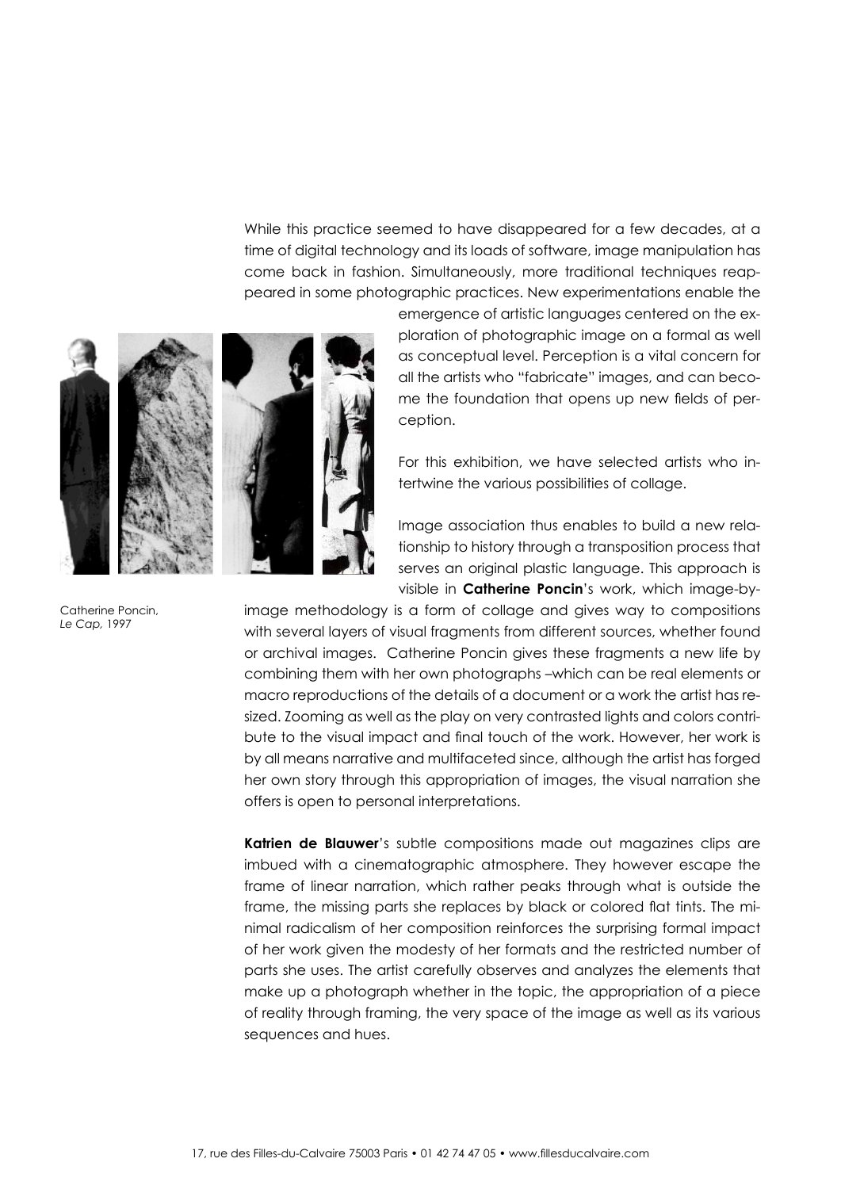While this practice seemed to have disappeared for a few decades, at a time of digital technology and its loads of software, image manipulation has come back in fashion. Simultaneously, more traditional techniques reappeared in some photographic practices. New experimentations enable the emergence of artistic languages centered on the exploration of photographic image on a formal as well as conceptual level. Perception is a vital concern for all the artists who "fabricate" images, and can become the foundation that opens up new fields of perception.

For this exhibition, we have selected artists who intertwine the various possibilities of collage.

Image association thus enables to build a new relationship to history through a transposition process that serves an original plastic language. This approach is visible in **Catherine Poncin**'s work, which image-by-image methodology is a form of collage and gives way to compositions with several layers of visual fragments from different sources, whether found or archival images. Catherine Poncin gives these fragments a new life by combining them with her own photographs –which can be real elements or macro reproductions of the details of a document or a work the artist has resized. Zooming as well as the play on very contrasted lights and colors contribute to the visual impact and final touch of the work. However, her work is by all means narrative and multifaceted since, although the artist has forged her own story through this appropriation of images, the visual narration she offers is open to personal interpretations.

Catherine Poncin, *Le Cap*, 1997

**Katrien de Blauwer**'s subtle compositions made out magazines clips are imbued with a cinematographic atmosphere. They however escape the frame of linear narration, which rather peaks through what is outside the frame, the missing parts she replaces by black or colored flat tints. The minimal radicalism of her composition reinforces the surprising formal impact of her work given the modesty of her formats and the restricted number of parts she uses. The artist carefully observes and analyzes the elements that make up a photograph whether in the topic, the appropriation of a piece of reality through framing, the very space of the image as well as its various sequences and hues.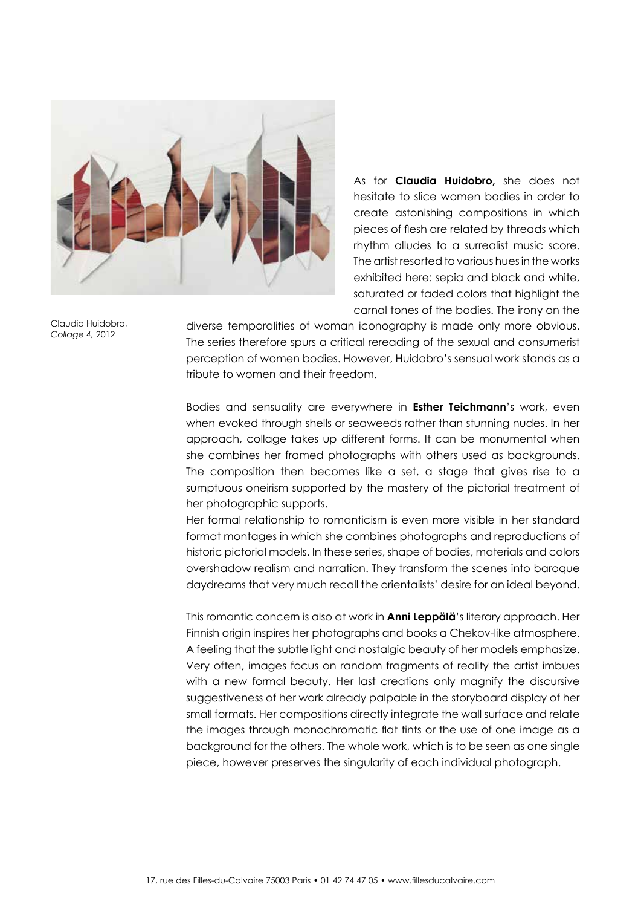Claudia Huidobro, *Collage 4*, 2012

As for **Claudia Huidobro,** she does not hesitate to slice women bodies in order to create astonishing compositions in which pieces of flesh are related by threads which rhythm alludes to a surrealist music score. The artist resorted to various hues in the works exhibited here: sepia and black and white, saturated or faded colors that highlight the carnal tones of the bodies. The irony on the diverse temporalities of woman iconography is made only more obvious. The series therefore spurs a critical rereading of the sexual and consumerist perception of women bodies. However, Huidobro's sensual work stands as a tribute to women and their freedom.

Bodies and sensuality are everywhere in **Esther Teichmann**'s work, even when evoked through shells or seaweeds rather than stunning nudes. In her approach, collage takes up different forms. It can be monumental when she combines her framed photographs with others used as backgrounds. The composition then becomes like a set, a stage that gives rise to a sumptuous oneirism supported by the mastery of the pictorial treatment of her photographic supports.

Her formal relationship to romanticism is even more visible in her standard format montages in which she combines photographs and reproductions of historic pictorial models. In these series, shape of bodies, materials and colors overshadow realism and narration. They transform the scenes into baroque daydreams that very much recall the orientalists' desire for an ideal beyond.

This romantic concern is also at work in **Anni Leppälä**'s literary approach. Her Finnish origin inspires her photographs and books a Chekov-like atmosphere. A feeling that the subtle light and nostalgic beauty of her models emphasize. Very often, images focus on random fragments of reality the artist imbues with a new formal beauty. Her last creations only magnify the discursive suggestiveness of her work already palpable in the storyboard display of her small formats. Her compositions directly integrate the wall surface and relate the images through monochromatic flat tints or the use of one image as a background for the others. The whole work, which is to be seen as one single piece, however preserves the singularity of each individual photograph.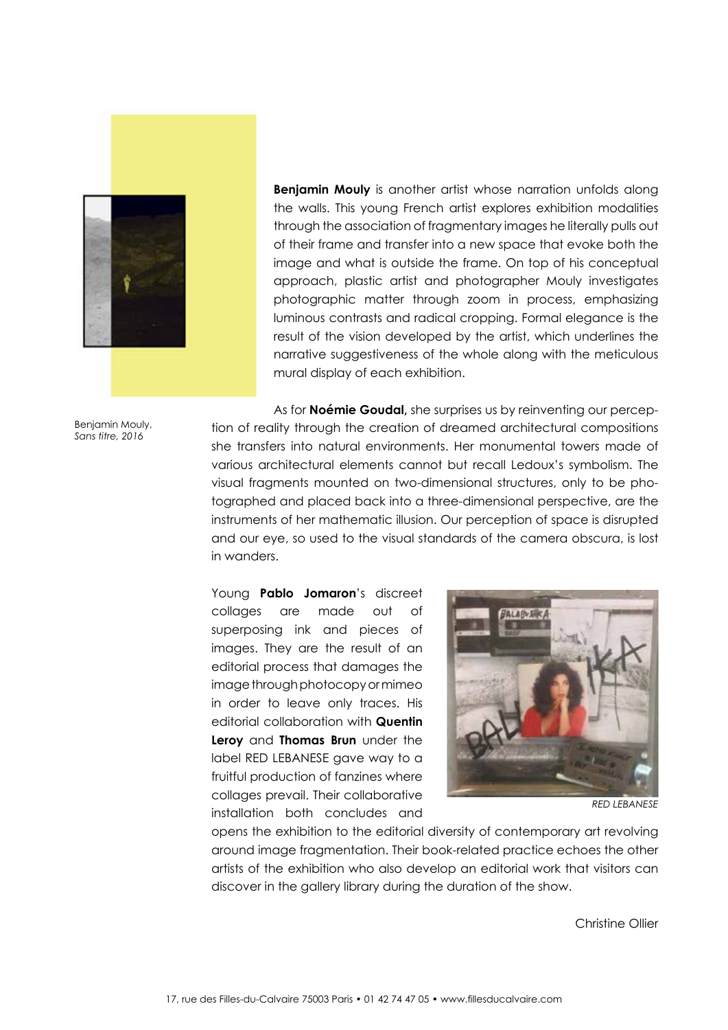**Benjamin Mouly** is another artist whose narration unfolds along the walls. This young French artist explores exhibition modalities through the association of fragmentary images he literally pulls out of their frame and transfer into a new space that evoke both the image and what is outside the frame. On top of his conceptual approach, plastic artist and photographer Mouly investigates photographic matter through zoom in process, emphasizing luminous contrasts and radical cropping. Formal elegance is the result of the vision developed by the artist, which underlines the narrative suggestiveness of the whole along with the meticulous mural display of each exhibition.

Benjamin Mouly, *Sans titre, 2016*

As for **Noémie Goudal,** she surprises us by reinventing our perception of reality through the creation of dreamed architectural compositions she transfers into natural environments. Her monumental towers made of various architectural elements cannot but recall Ledoux's symbolism. The visual fragments mounted on two-dimensional structures, only to be photographed and placed back into a three-dimensional perspective, are the instruments of her mathematic illusion. Our perception of space is disrupted and our eye, so used to the visual standards of the camera obscura, is lost in wanders.

Young **Pablo Jomaron**'s discreet collages are made out of superposing ink and pieces of images. They are the result of an editorial process that damages the image through photocopy or mimeo in order to leave only traces. His editorial collaboration with **Quentin Leroy** and **Thomas Brun** under the label RED LEBANESE gave way to a fruitful production of fanzines where collages prevail. Their collaborative installation both concludes and opens the exhibition to the editorial diversity of contemporary art revolving around image fragmentation. Their book-related practice echoes the other artists of the exhibition who also develop an editorial work that visitors can discover in the gallery library during the duration of the show.

*RED LEBANESE*

Christine Ollier

17, rue des Filles-du-Calvaire 75003 Paris • 01 42 74 47 05 • www.fillesducalvaire.com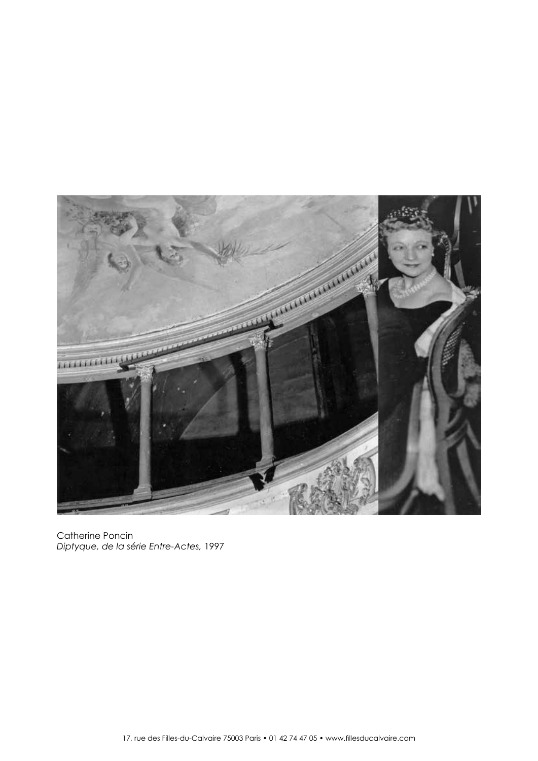Catherine Poncin
*Diptyque, de la série Entre-Actes,* 1997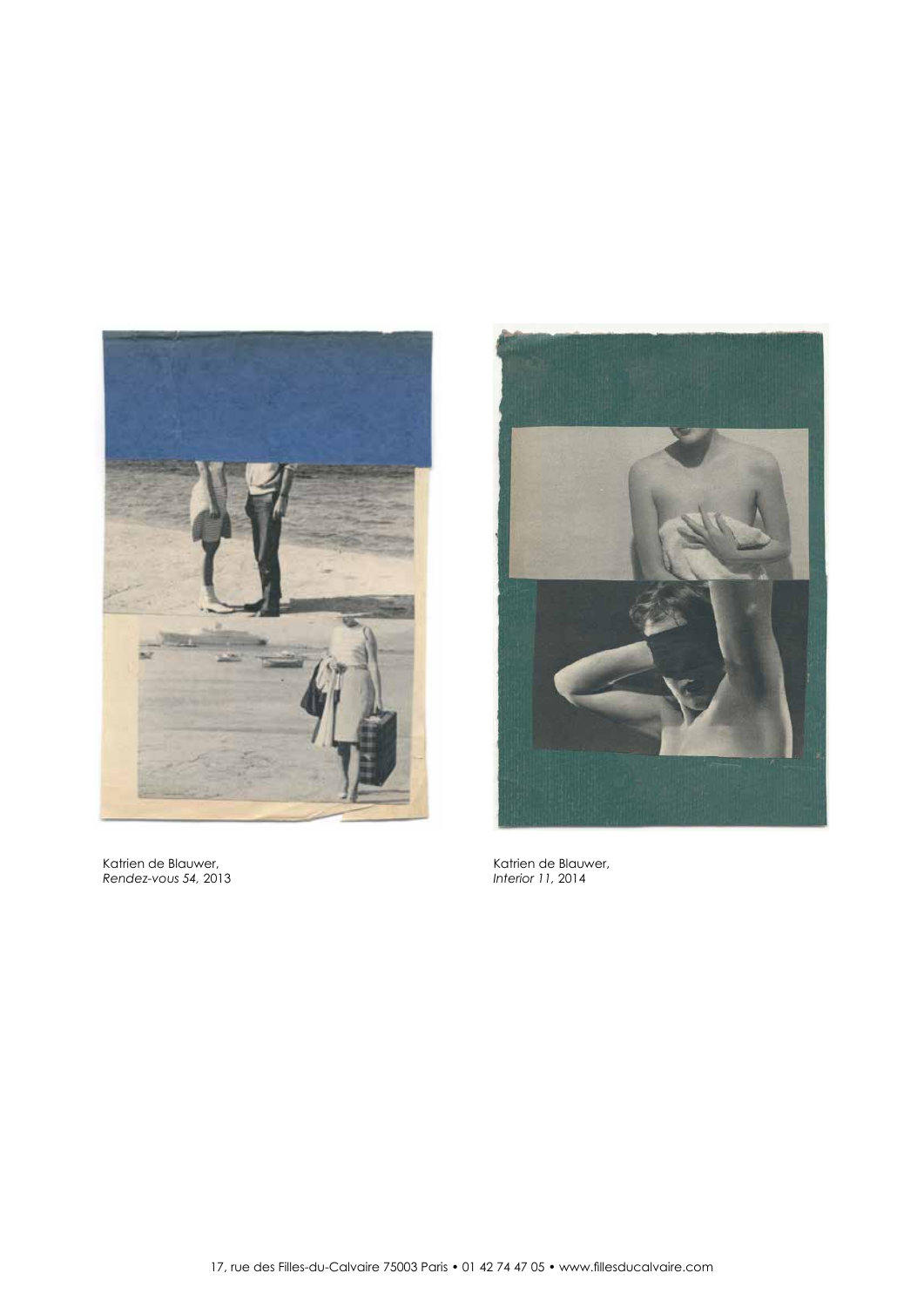Katrien de Blauwer,
*Rendez-vous 54,* 2013

Katrien de Blauwer,
*Interior 11,* 2014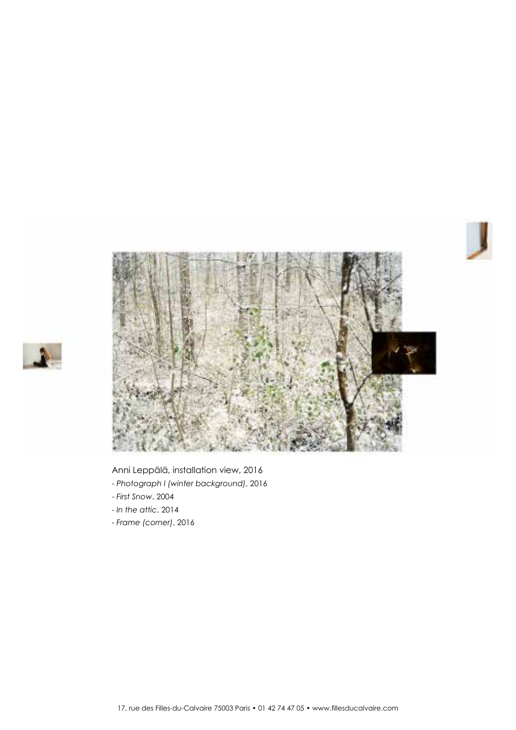Anni Leppälä, installation view, 2016

- *Photograph I (winter background)*, 2016
- *First Snow*, 2004
- *In the attic*, 2014
- *Frame (corner)*, 2016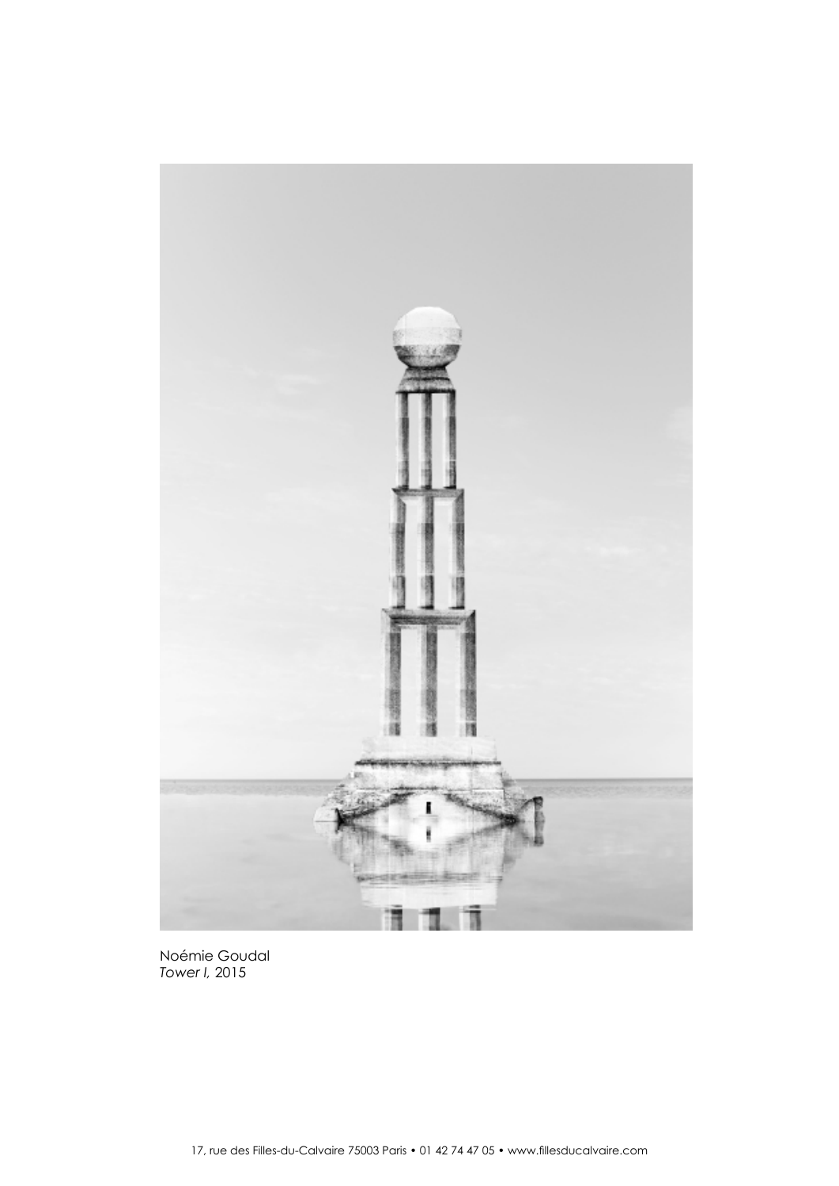Noémie Goudal
*Tower I,* 2015

17, rue des Filles-du-Calvaire 75003 Paris • 01 42 74 47 05 • www.fillesducalvaire.com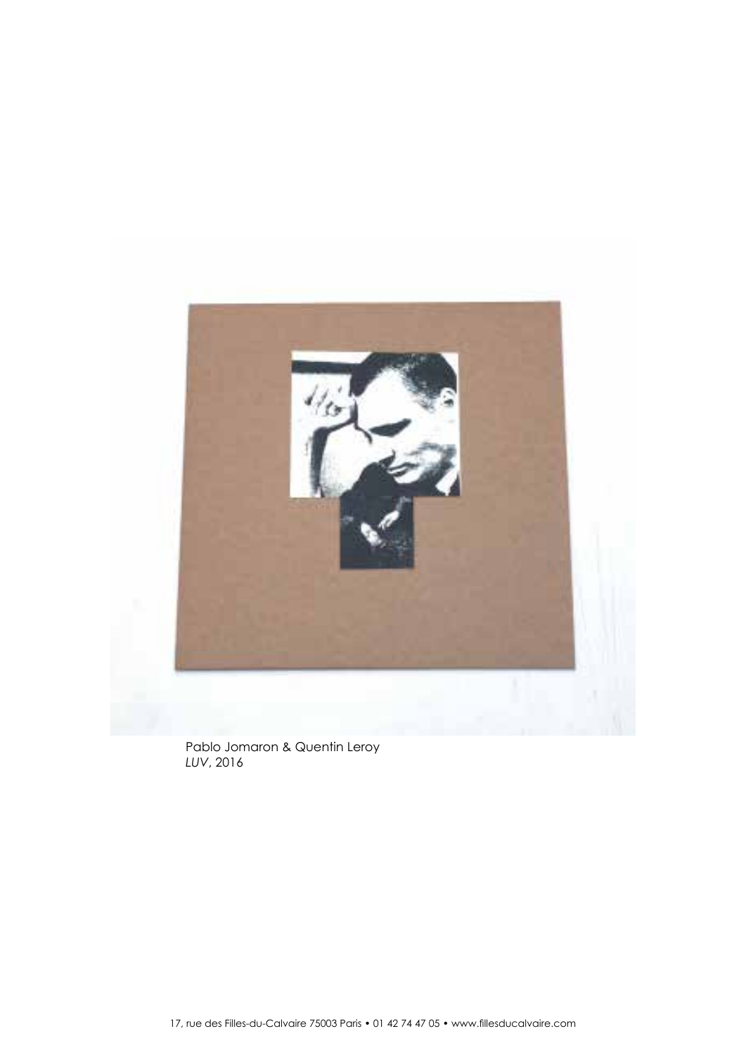Pablo Jomaron & Quentin Leroy
*LUV*, 2016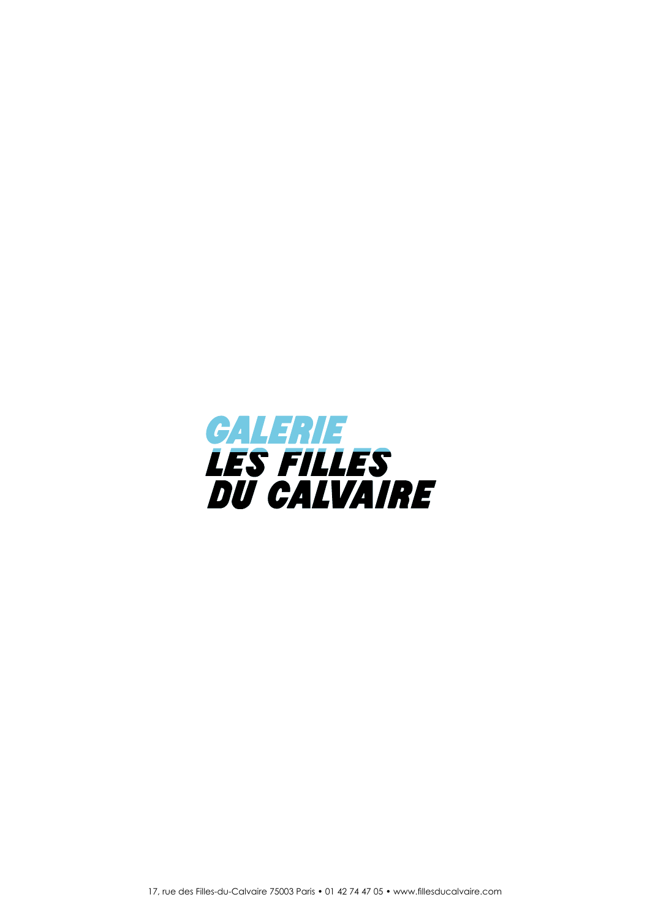GALERIE
LES FILLES
DU CALVAIRE

17, rue des Filles-du-Calvaire 75003 Paris • 01 42 74 47 05 • www.fillesducalvaire.com